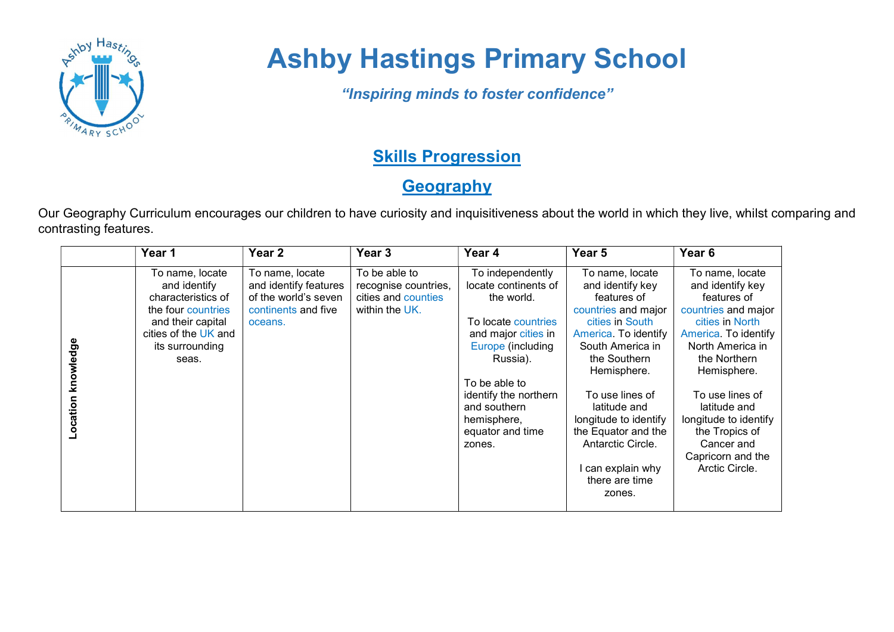# Ashby Hastings Primary School

*"Inspiring minds to foster confidence"*

## Skills Progression

## Geography

Our Geography Curriculum encourages our children to have curiosity and inquisitiveness about the world in which they live, whilst comparing and contrasting features.

| | Year 1 | Year 2 | Year 3 | Year 4 | Year 5 | Year 6 |
|---|---|---|---|---|---|---|
| Location knowledge | To name, locate and identify characteristics of the four countries and their capital cities of the UK and its surrounding seas. | To name, locate and identify features of the world's seven continents and five oceans. | To be able to recognise countries, cities and counties within the UK. | To independently locate continents of the world.<br><br>To locate countries and major cities in Europe (including Russia).<br><br>To be able to identify the northern and southern hemisphere, equator and time zones. | To name, locate and identify key features of countries and major cities in South America. To identify South America in the Southern Hemisphere.<br><br>To use lines of latitude and longitude to identify the Equator and the Antarctic Circle.<br><br>I can explain why there are time zones. | To name, locate and identify key features of countries and major cities in North America. To identify North America in the Northern Hemisphere.<br><br>To use lines of latitude and longitude to identify the Tropics of Cancer and Capricorn and the Arctic Circle. |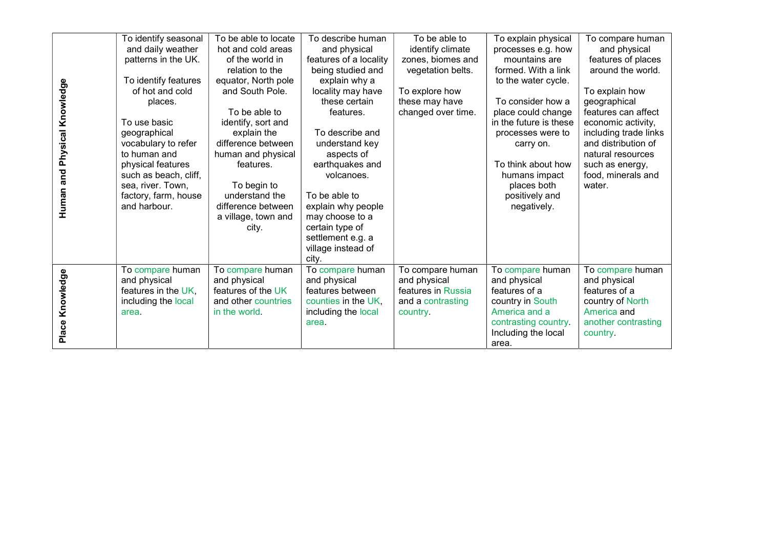| | | | | | | |
|---|---|---|---|---|---|---|
| **Human and Physical Knowledge** | To identify seasonal and daily weather patterns in the UK.<br><br>To identify features of hot and cold places.<br><br>To use basic geographical vocabulary to refer to human and physical features such as beach, cliff, sea, river. Town, factory, farm, house and harbour. | To be able to locate hot and cold areas of the world in relation to the equator, North pole and South Pole.<br><br>To be able to identify, sort and explain the difference between human and physical features.<br><br>To begin to understand the difference between a village, town and city. | To describe human and physical features of a locality being studied and explain why a locality may have these certain features.<br><br>To describe and understand key aspects of earthquakes and volcanoes.<br><br>To be able to explain why people may choose to a certain type of settlement e.g. a village instead of city. | To be able to identify climate zones, biomes and vegetation belts.<br><br>To explore how these may have changed over time. | To explain physical processes e.g. how mountains are formed. With a link to the water cycle.<br><br>To consider how a place could change in the future is these processes were to carry on.<br><br>To think about how humans impact places both positively and negatively. | To compare human and physical features of places around the world.<br><br>To explain how geographical features can affect economic activity, including trade links and distribution of natural resources such as energy, food, minerals and water. |
| **Place Knowledge** | To compare human and physical features in the UK, including the local area. | To compare human and physical features of the UK and other countries in the world. | To compare human and physical features between counties in the UK, including the local area. | To compare human and physical features in Russia and a contrasting country. | To compare human and physical features of a country in South America and a contrasting country. Including the local area. | To compare human and physical features of a country of North America and another contrasting country. |